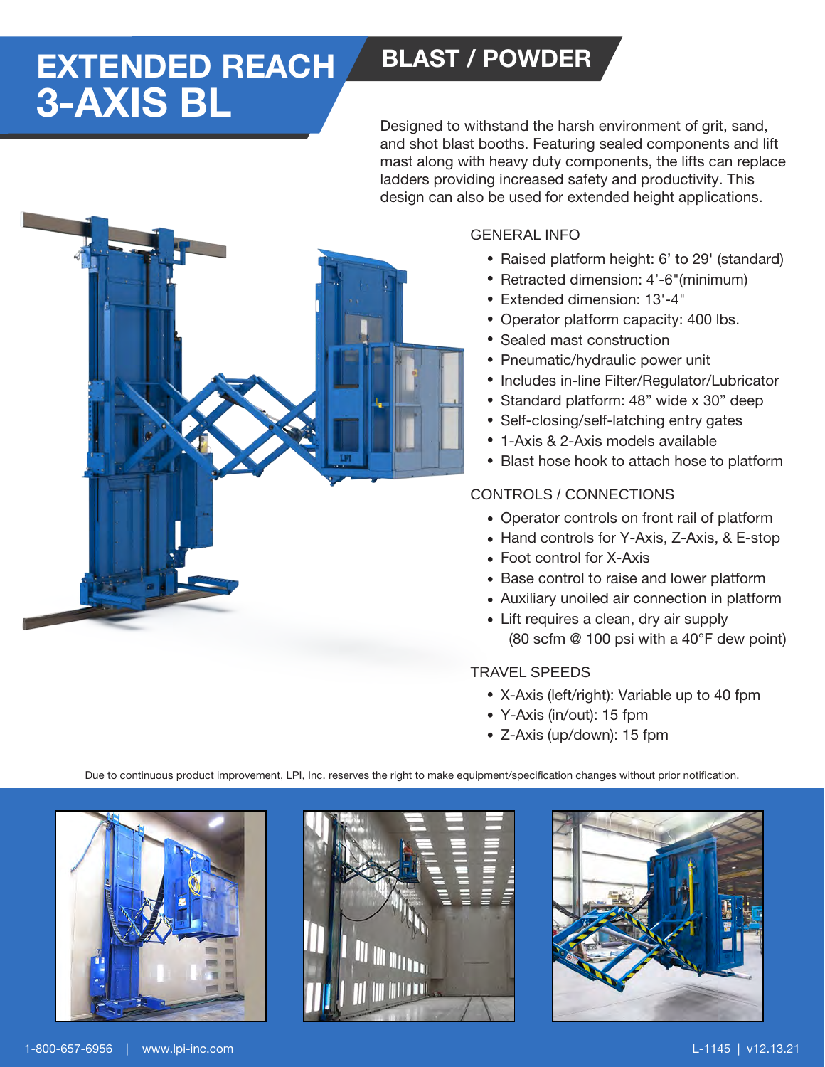# EXTENDED REACH 3-AXIS BL

## BLAST / POWDER

Designed to withstand the harsh environment of grit, sand, and shot blast booths. Featuring sealed components and lift mast along with heavy duty components, the lifts can replace ladders providing increased safety and productivity. This design can also be used for extended height applications.

### GENERAL INFO

- Raised platform height: 6' to 29' (standard)
- Retracted dimension: 4'-6"(minimum)
- Extended dimension: 13'-4"
- Operator platform capacity: 400 lbs.
- Sealed mast construction
- Pneumatic/hydraulic power unit
- Includes in-line Filter/Regulator/Lubricator
- Standard platform: 48" wide x 30" deep
- Self-closing/self-latching entry gates
- 1-Axis & 2-Axis models available
- Blast hose hook to attach hose to platform

### CONTROLS / CONNECTIONS

- Operator controls on front rail of platform
- Hand controls for Y-Axis, Z-Axis, & E-stop
- Foot control for X-Axis
- Base control to raise and lower platform
- Auxiliary unoiled air connection in platform
- Lift requires a clean, dry air supply (80 scfm @ 100 psi with a 40°F dew point)

### TRAVEL SPEEDS

- X-Axis (left/right): Variable up to 40 fpm
- Y-Axis (in/out): 15 fpm
- Z-Axis (up/down): 15 fpm

Due to continuous product improvement, LPI, Inc. reserves the right to make equipment/specification changes without prior notification.

1-800-657-6956 | www.lpi-inc.com

L-1145 | v12.13.21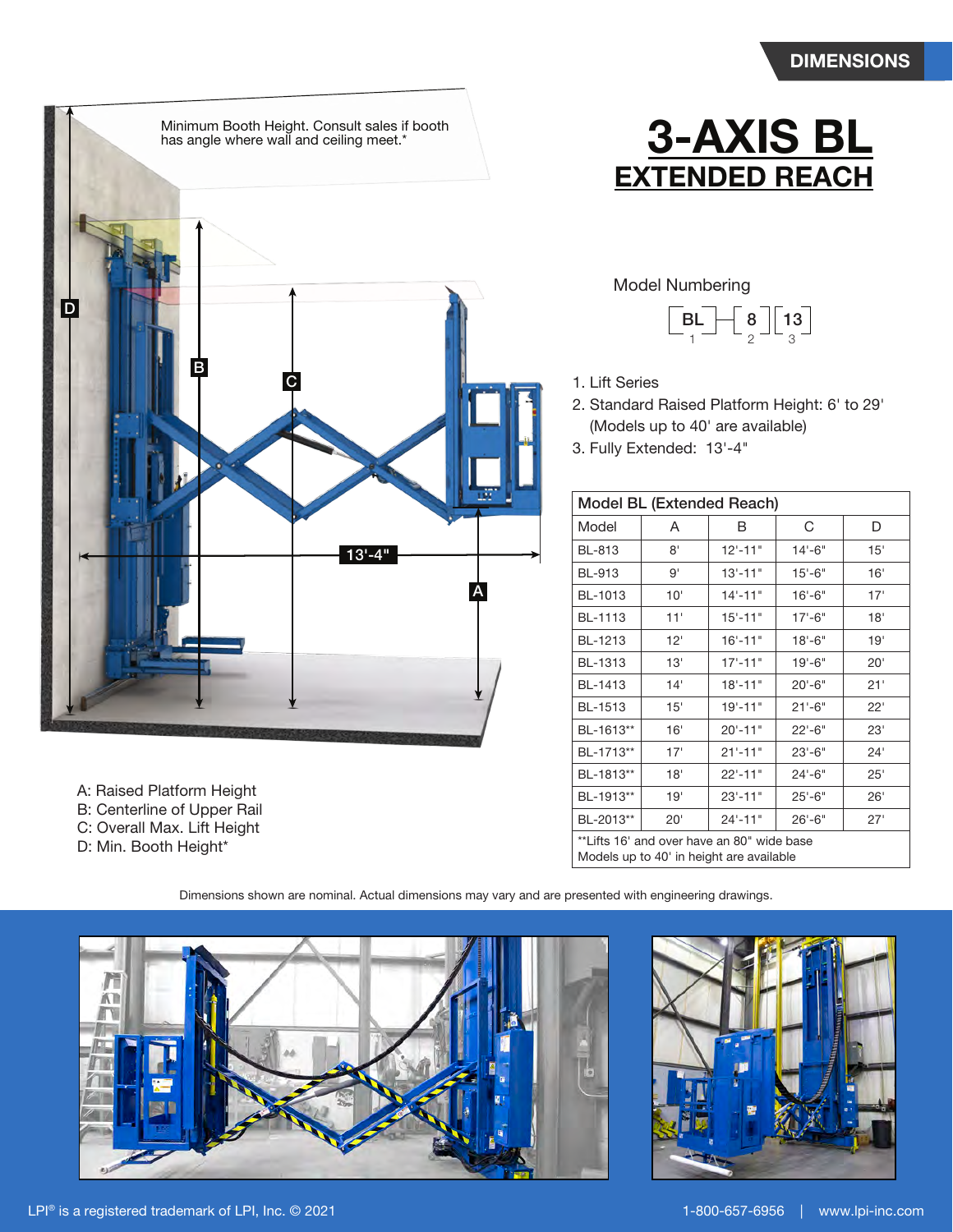DIMENSIONS

# 3-AXIS BL
## EXTENDED REACH

Minimum Booth Height. Consult sales if booth has angle where wall and ceiling meet.*

D

B

C

13'-4"

A

A: Raised Platform Height
B: Centerline of Upper Rail
C: Overall Max. Lift Height
D: Min. Booth Height*

Model Numbering

BL – 8 13
1 2 3

1. Lift Series
2. Standard Raised Platform Height: 6' to 29' (Models up to 40' are available)
3. Fully Extended: 13'-4"

| Model BL (Extended Reach) | | | | |
|---|---|---|---|---|
| Model | A | B | C | D |
| BL-813 | 8' | 12'-11" | 14'-6" | 15' |
| BL-913 | 9' | 13'-11" | 15'-6" | 16' |
| BL-1013 | 10' | 14'-11" | 16'-6" | 17' |
| BL-1113 | 11' | 15'-11" | 17'-6" | 18' |
| BL-1213 | 12' | 16'-11" | 18'-6" | 19' |
| BL-1313 | 13' | 17'-11" | 19'-6" | 20' |
| BL-1413 | 14' | 18'-11" | 20'-6" | 21' |
| BL-1513 | 15' | 19'-11" | 21'-6" | 22' |
| BL-1613** | 16' | 20'-11" | 22'-6" | 23' |
| BL-1713** | 17' | 21'-11" | 23'-6" | 24' |
| BL-1813** | 18' | 22'-11" | 24'-6" | 25' |
| BL-1913** | 19' | 23'-11" | 25'-6" | 26' |
| BL-2013** | 20' | 24'-11" | 26'-6" | 27' |
| **Lifts 16' and over have an 80" wide base<br>Models up to 40' in height are available | | | | |

Dimensions shown are nominal. Actual dimensions may vary and are presented with engineering drawings.

LPI® is a registered trademark of LPI, Inc. © 2021 1-800-657-6956 | www.lpi-inc.com